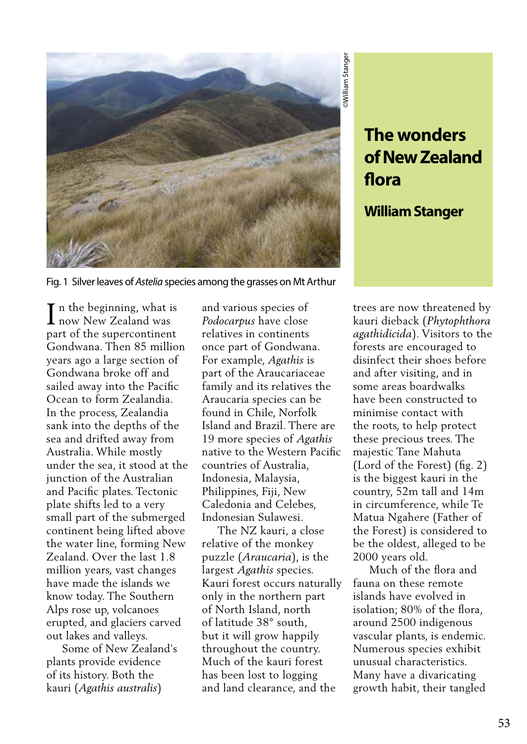# The wonders of New Zealand flora

## William Stanger

©William Stanger

Fig. 1 Silver leaves of *Astelia* species among the grasses on Mt Arthur

In the beginning, what is now New Zealand was part of the supercontinent Gondwana. Then 85 million years ago a large section of Gondwana broke off and sailed away into the Pacific Ocean to form Zealandia. In the process, Zealandia sank into the depths of the sea and drifted away from Australia. While mostly under the sea, it stood at the junction of the Australian and Pacific plates. Tectonic plate shifts led to a very small part of the submerged continent being lifted above the water line, forming New Zealand. Over the last 1.8 million years, vast changes have made the islands we know today. The Southern Alps rose up, volcanoes erupted, and glaciers carved out lakes and valleys.

Some of New Zealand's plants provide evidence of its history. Both the kauri (*Agathis australis*) and various species of *Podocarpus* have close relatives in continents once part of Gondwana. For example, *Agathis* is part of the Araucariaceae family and its relatives the Araucaria species can be found in Chile, Norfolk Island and Brazil. There are 19 more species of *Agathis* native to the Western Pacific countries of Australia, Indonesia, Malaysia, Philippines, Fiji, New Caledonia and Celebes, Indonesian Sulawesi.

The NZ kauri, a close relative of the monkey puzzle (*Araucaria*), is the largest *Agathis* species. Kauri forest occurs naturally only in the northern part of North Island, north of latitude 38° south, but it will grow happily throughout the country. Much of the kauri forest has been lost to logging and land clearance, and the trees are now threatened by kauri dieback (*Phytophthora agathidicida*). Visitors to the forests are encouraged to disinfect their shoes before and after visiting, and in some areas boardwalks have been constructed to minimise contact with the roots, to help protect these precious trees. The majestic Tane Mahuta (Lord of the Forest) (fig. 2) is the biggest kauri in the country, 52m tall and 14m in circumference, while Te Matua Ngahere (Father of the Forest) is considered to be the oldest, alleged to be 2000 years old.

Much of the flora and fauna on these remote islands have evolved in isolation; 80% of the flora, around 2500 indigenous vascular plants, is endemic. Numerous species exhibit unusual characteristics. Many have a divaricating growth habit, their tangled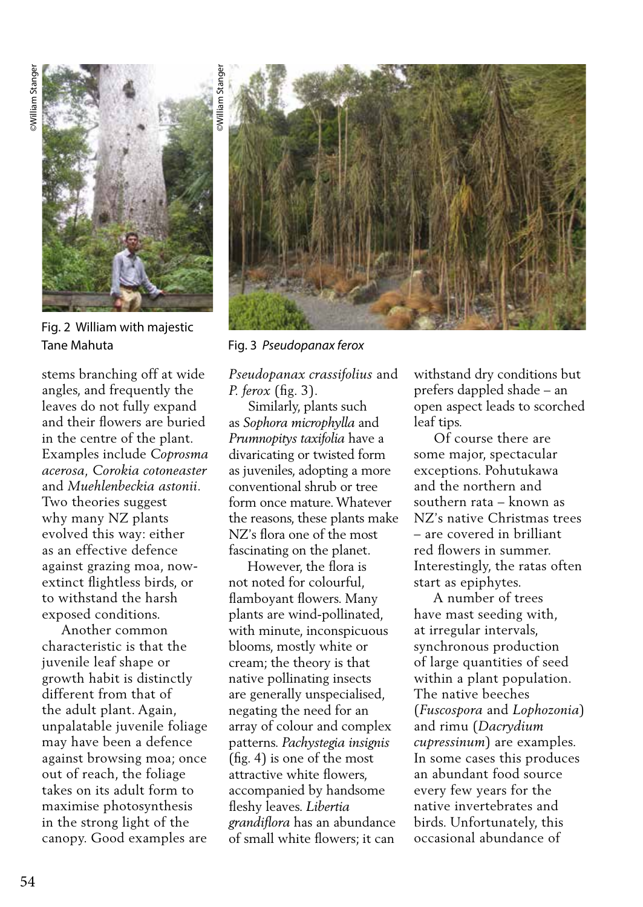©William Stanger

Fig. 2 William with majestic Tane Mahuta

©William Stanger

Fig. 3 *Pseudopanax ferox*

stems branching off at wide angles, and frequently the leaves do not fully expand and their flowers are buried in the centre of the plant. Examples include *Coprosma acerosa*, *Corokia cotoneaster* and *Muehlenbeckia astonii*. Two theories suggest why many NZ plants evolved this way: either as an effective defence against grazing moa, now-extinct flightless birds, or to withstand the harsh exposed conditions.

Another common characteristic is that the juvenile leaf shape or growth habit is distinctly different from that of the adult plant. Again, unpalatable juvenile foliage may have been a defence against browsing moa; once out of reach, the foliage takes on its adult form to maximise photosynthesis in the strong light of the canopy. Good examples are *Pseudopanax crassifolius* and *P. ferox* (fig. 3).

Similarly, plants such as *Sophora microphylla* and *Prumnopitys taxifolia* have a divaricating or twisted form as juveniles, adopting a more conventional shrub or tree form once mature. Whatever the reasons, these plants make NZ's flora one of the most fascinating on the planet.

However, the flora is not noted for colourful, flamboyant flowers. Many plants are wind-pollinated, with minute, inconspicuous blooms, mostly white or cream; the theory is that native pollinating insects are generally unspecialised, negating the need for an array of colour and complex patterns. *Pachystegia insignis* (fig. 4) is one of the most attractive white flowers, accompanied by handsome fleshy leaves. *Libertia grandiflora* has an abundance of small white flowers; it can withstand dry conditions but prefers dappled shade – an open aspect leads to scorched leaf tips.

Of course there are some major, spectacular exceptions. Pohutukawa and the northern and southern rata – known as NZ's native Christmas trees – are covered in brilliant red flowers in summer. Interestingly, the ratas often start as epiphytes.

A number of trees have mast seeding with, at irregular intervals, synchronous production of large quantities of seed within a plant population. The native beeches (*Fuscospora* and *Lophozonia*) and rimu (*Dacrydium cupressinum*) are examples. In some cases this produces an abundant food source every few years for the native invertebrates and birds. Unfortunately, this occasional abundance of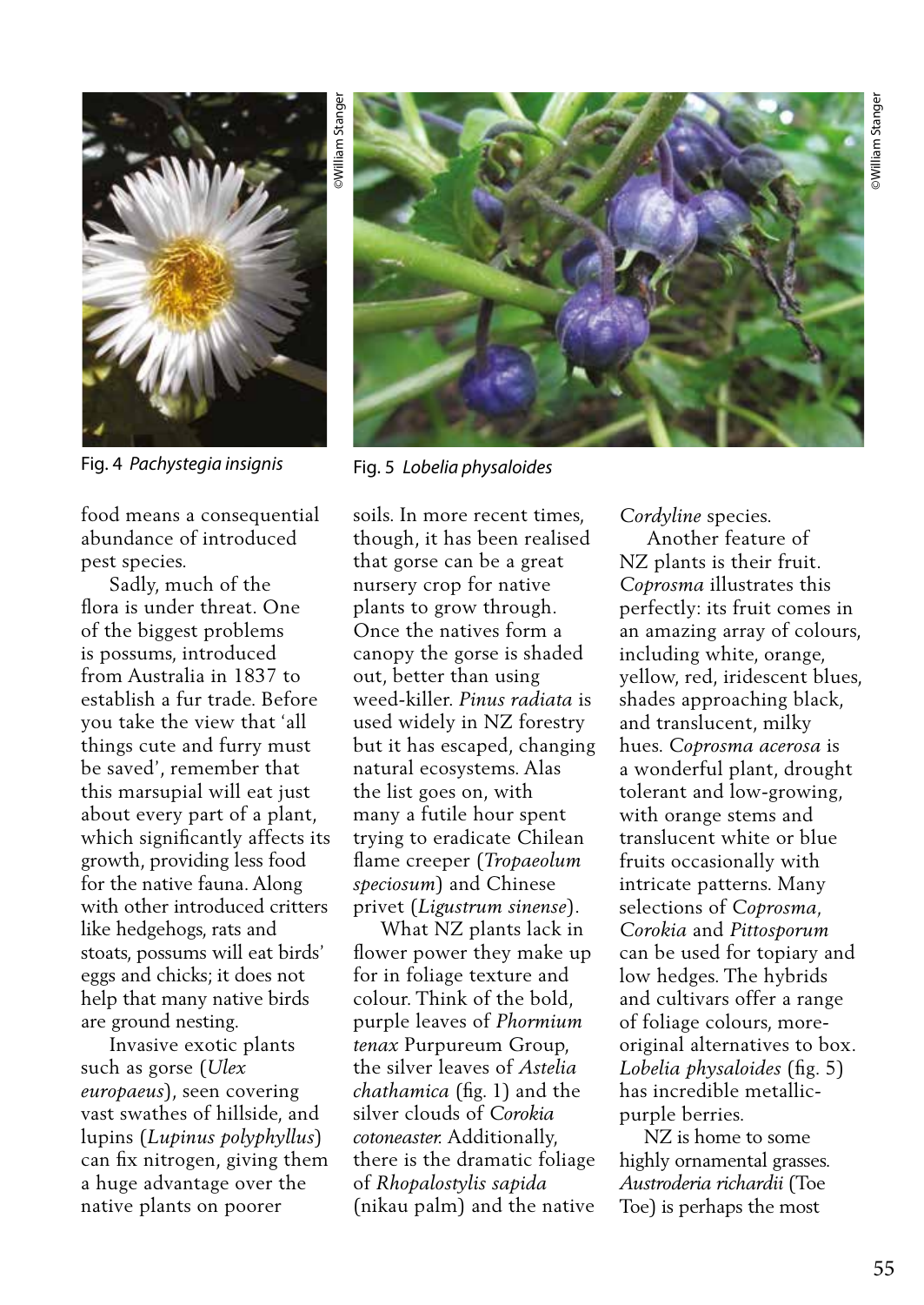Fig. 4 *Pachystegia insignis*

Fig. 5 *Lobelia physaloides*

food means a consequential abundance of introduced pest species.

Sadly, much of the flora is under threat. One of the biggest problems is possums, introduced from Australia in 1837 to establish a fur trade. Before you take the view that 'all things cute and furry must be saved', remember that this marsupial will eat just about every part of a plant, which significantly affects its growth, providing less food for the native fauna. Along with other introduced critters like hedgehogs, rats and stoats, possums will eat birds' eggs and chicks; it does not help that many native birds are ground nesting.

Invasive exotic plants such as gorse (*Ulex europaeus*), seen covering vast swathes of hillside, and lupins (*Lupinus polyphyllus*) can fix nitrogen, giving them a huge advantage over the native plants on poorer soils. In more recent times, though, it has been realised that gorse can be a great nursery crop for native plants to grow through. Once the natives form a canopy the gorse is shaded out, better than using weed-killer. *Pinus radiata* is used widely in NZ forestry but it has escaped, changing natural ecosystems. Alas the list goes on, with many a futile hour spent trying to eradicate Chilean flame creeper (*Tropaeolum speciosum*) and Chinese privet (*Ligustrum sinense*).

What NZ plants lack in flower power they make up for in foliage texture and colour. Think of the bold, purple leaves of *Phormium tenax* Purpureum Group, the silver leaves of *Astelia chathamica* (fig. 1) and the silver clouds of *Corokia cotoneaster.* Additionally, there is the dramatic foliage of *Rhopalostylis sapida* (nikau palm) and the native *Cordyline* species.

Another feature of NZ plants is their fruit. *Coprosma* illustrates this perfectly: its fruit comes in an amazing array of colours, including white, orange, yellow, red, iridescent blues, shades approaching black, and translucent, milky hues. *Coprosma acerosa* is a wonderful plant, drought tolerant and low-growing, with orange stems and translucent white or blue fruits occasionally with intricate patterns. Many selections of *Coprosma, Corokia* and *Pittosporum* can be used for topiary and low hedges. The hybrids and cultivars offer a range of foliage colours, more-original alternatives to box. *Lobelia physaloides* (fig. 5) has incredible metallic-purple berries.

NZ is home to some highly ornamental grasses. *Austroderia richardii* (Toe Toe) is perhaps the most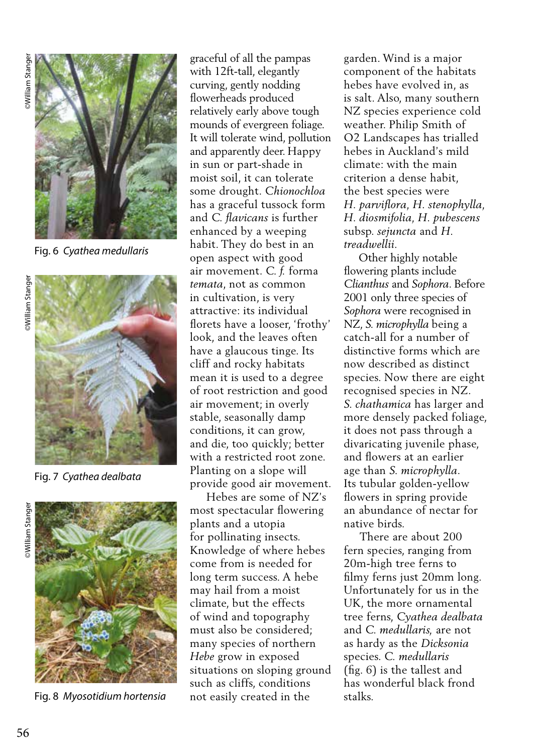Fig. 6 *Cyathea medullaris*

Fig. 7 *Cyathea dealbata*

Fig. 8 *Myosotidium hortensia*

graceful of all the pampas with 12ft-tall, elegantly curving, gently nodding flowerheads produced relatively early above tough mounds of evergreen foliage. It will tolerate wind, pollution and apparently deer. Happy in sun or part-shade in moist soil, it can tolerate some drought. *Chionochloa* has a graceful tussock form and *C. flavicans* is further enhanced by a weeping habit. They do best in an open aspect with good air movement. *C. f.* forma *temata*, not as common in cultivation, is very attractive: its individual florets have a looser, 'frothy' look, and the leaves often have a glaucous tinge. Its cliff and rocky habitats mean it is used to a degree of root restriction and good air movement; in overly stable, seasonally damp conditions, it can grow, and die, too quickly; better with a restricted root zone. Planting on a slope will provide good air movement.

Hebes are some of NZ's most spectacular flowering plants and a utopia for pollinating insects. Knowledge of where hebes come from is needed for long term success. A hebe may hail from a moist climate, but the effects of wind and topography must also be considered; many species of northern *Hebe* grow in exposed situations on sloping ground such as cliffs, conditions not easily created in the garden. Wind is a major component of the habitats hebes have evolved in, as is salt. Also, many southern NZ species experience cold weather. Philip Smith of O2 Landscapes has trialled hebes in Auckland's mild climate: with the main criterion a dense habit, the best species were *H. parviflora*, *H. stenophylla*, *H. diosmifolia*, *H. pubescens* subsp. *sejuncta* and *H. treadwellii*.

Other highly notable flowering plants include *Clianthus* and *Sophora*. Before 2001 only three species of *Sophora* were recognised in NZ, *S. microphylla* being a catch-all for a number of distinctive forms which are now described as distinct species. Now there are eight recognised species in NZ. *S. chathamica* has larger and more densely packed foliage, it does not pass through a divaricating juvenile phase, and flowers at an earlier age than *S. microphylla*. Its tubular golden-yellow flowers in spring provide an abundance of nectar for native birds.

There are about 200 fern species, ranging from 20m-high tree ferns to filmy ferns just 20mm long. Unfortunately for us in the UK, the more ornamental tree ferns, *Cyathea dealbata* and *C. medullaris*, are not as hardy as the *Dicksonia* species. *C. medullaris* (fig. 6) is the tallest and has wonderful black frond stalks.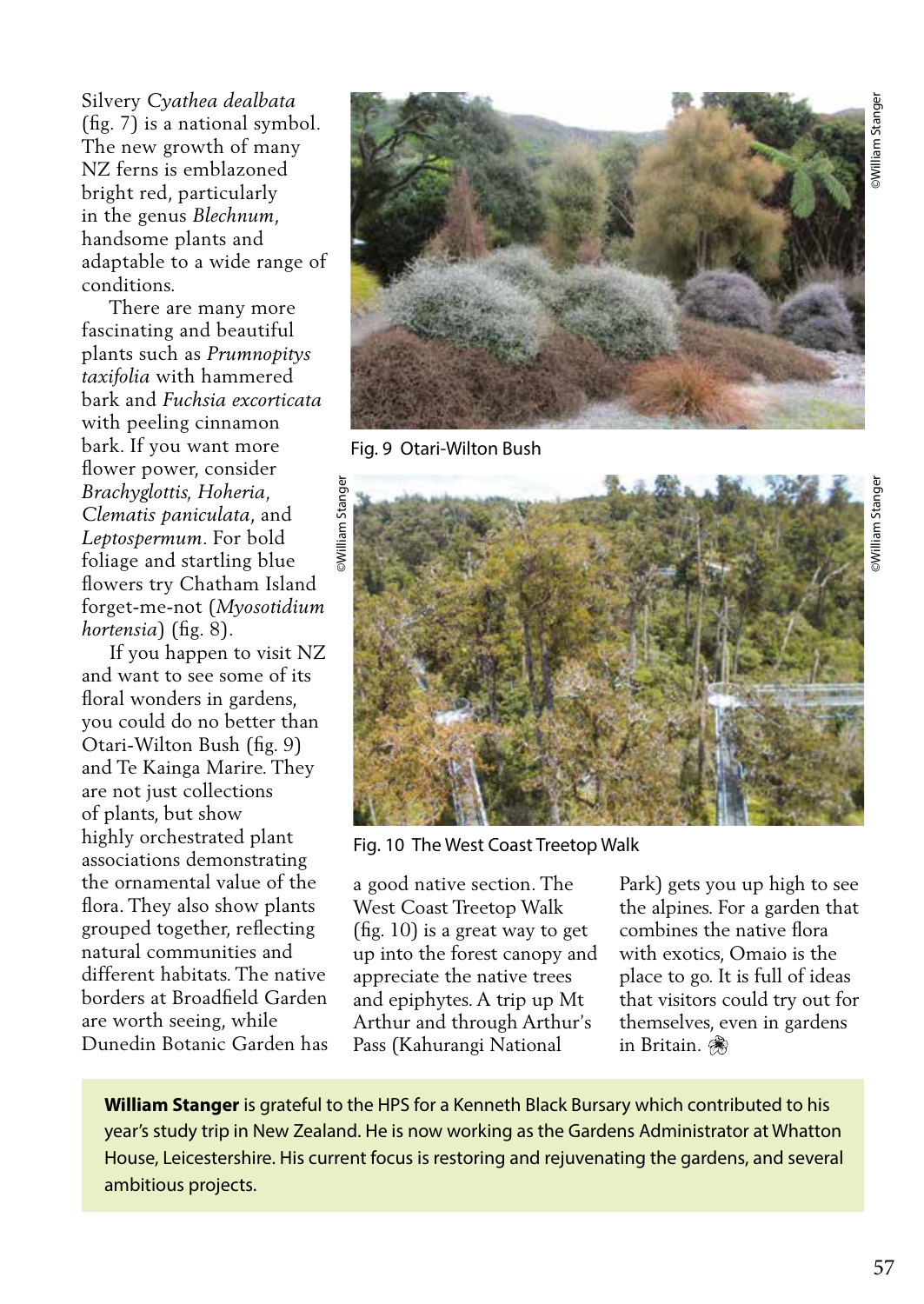Silvery *Cyathea dealbata* (fig. 7) is a national symbol. The new growth of many NZ ferns is emblazoned bright red, particularly in the genus *Blechnum*, handsome plants and adaptable to a wide range of conditions.

There are many more fascinating and beautiful plants such as *Prumnopitys taxifolia* with hammered bark and *Fuchsia excorticata* with peeling cinnamon bark. If you want more flower power, consider *Brachyglottis, Hoheria*, *Clematis paniculata*, and *Leptospermum*. For bold foliage and startling blue flowers try Chatham Island forget-me-not (*Myosotidium hortensia*) (fig. 8).

If you happen to visit NZ and want to see some of its floral wonders in gardens, you could do no better than Otari-Wilton Bush (fig. 9) and Te Kainga Marire. They are not just collections of plants, but show highly orchestrated plant associations demonstrating the ornamental value of the flora. They also show plants grouped together, reflecting natural communities and different habitats. The native borders at Broadfield Garden are worth seeing, while Dunedin Botanic Garden has a good native section. The West Coast Treetop Walk (fig. 10) is a great way to get up into the forest canopy and appreciate the native trees and epiphytes. A trip up Mt Arthur and through Arthur's Pass (Kahurangi National Park) gets you up high to see the alpines. For a garden that combines the native flora with exotics, Omaio is the place to go. It is full of ideas that visitors could try out for themselves, even in gardens in Britain.

©William Stanger

Fig. 9 Otari-Wilton Bush

©William Stanger

©William Stanger

Fig. 10 The West Coast Treetop Walk

**William Stanger** is grateful to the HPS for a Kenneth Black Bursary which contributed to his year's study trip in New Zealand. He is now working as the Gardens Administrator at Whatton House, Leicestershire. His current focus is restoring and rejuvenating the gardens, and several ambitious projects.